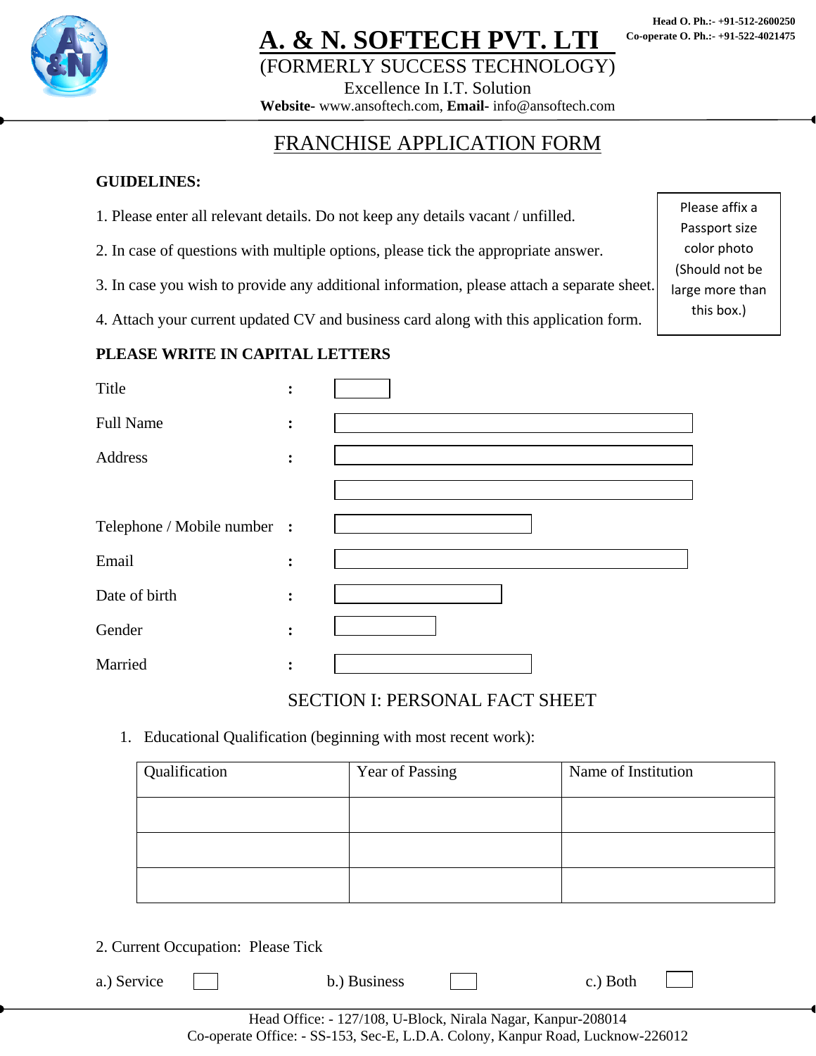Head O. Ph.:- +91-512-2600250
Co-operate O. Ph.:- +91-522-4021475

# A. & N. SOFTECH PVT. LTI

(FORMERLY SUCCESS TECHNOLOGY)

Excellence In I.T. Solution

**Website**- www.ansoftech.com, **Email**- info@ansoftech.com

## FRANCHISE APPLICATION FORM

**GUIDELINES:**

1. Please enter all relevant details. Do not keep any details vacant / unfilled.
2. In case of questions with multiple options, please tick the appropriate answer.
3. In case you wish to provide any additional information, please attach a separate sheet.
4. Attach your current updated CV and business card along with this application form.

Please affix a Passport size color photo (Should not be large more than this box.)

**PLEASE WRITE IN CAPITAL LETTERS**

Title :

Full Name :

Address :

Telephone / Mobile number :

Email :

Date of birth :

Gender :

Married :

## SECTION I: PERSONAL FACT SHEET

1. Educational Qualification (beginning with most recent work):

| Qualification | Year of Passing | Name of Institution |
|---|---|---|
| | | |
| | | |
| | | |

2. Current Occupation: Please Tick

a.) Service ☐ b.) Business ☐ c.) Both ☐

Head Office: - 127/108, U-Block, Nirala Nagar, Kanpur-208014
Co-operate Office: - SS-153, Sec-E, L.D.A. Colony, Kanpur Road, Lucknow-226012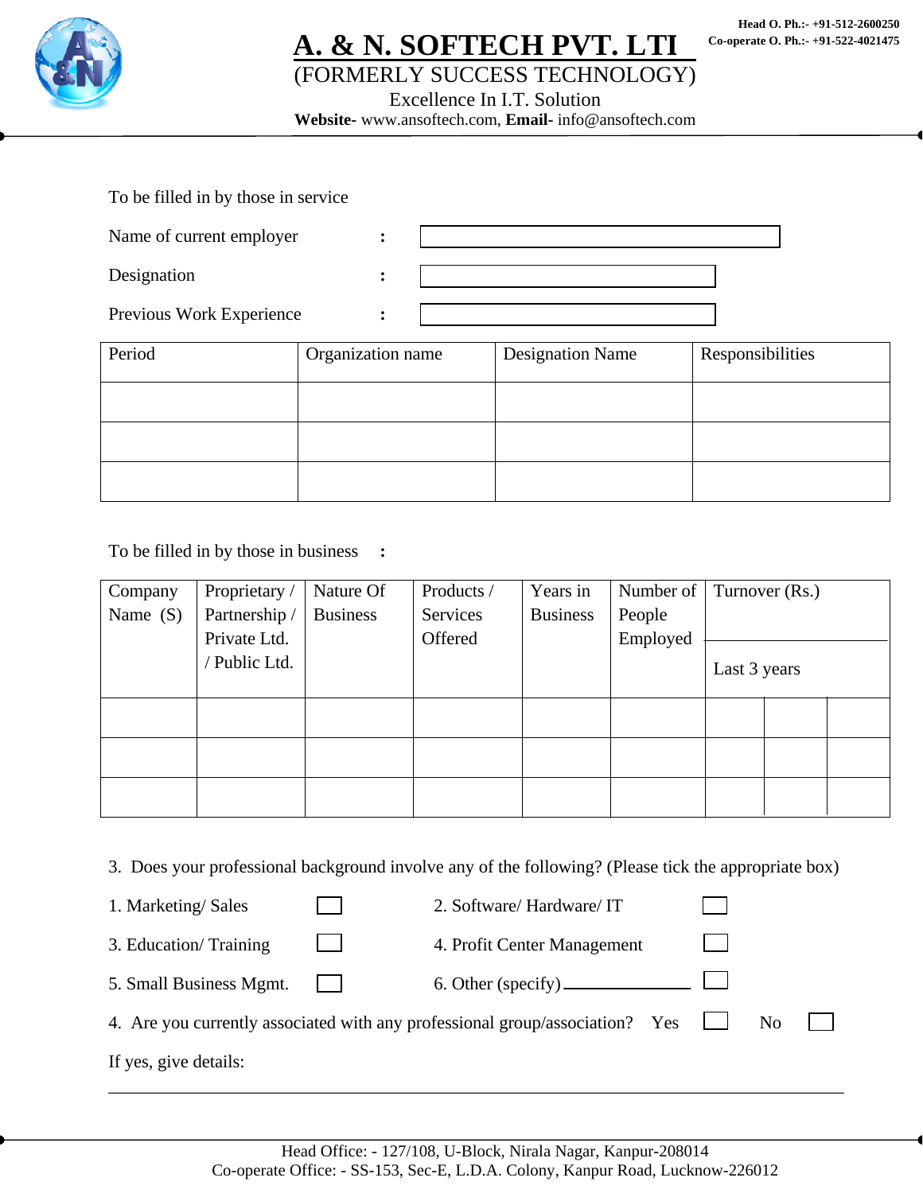# A. & N. SOFTECH PVT. LTI

(FORMERLY SUCCESS TECHNOLOGY)

Excellence In I.T. Solution

**Website**- www.ansoftech.com, **Email**- info@ansoftech.com

Head O. Ph.:- +91-512-2600250
Co-operate O. Ph.:- +91-522-4021475

To be filled in by those in service

Name of current employer :

Designation :

Previous Work Experience :

| Period | Organization name | Designation Name | Responsibilities |
|---|---|---|---|
| | | | |
| | | | |
| | | | |

To be filled in by those in business :

| Company Name (S) | Proprietary / Partnership / Private Ltd. / Public Ltd. | Nature Of Business | Products / Services Offered | Years in Business | Number of People Employed | Turnover (Rs.) Last 3 years | | |
|---|---|---|---|---|---|---|---|---|
| | | | | | | | | |
| | | | | | | | | |
| | | | | | | | | |

3. Does your professional background involve any of the following? (Please tick the appropriate box)

1. Marketing/ Sales ☐ 2. Software/ Hardware/ IT ☐

3. Education/ Training ☐ 4. Profit Center Management ☐

5. Small Business Mgmt. ☐ 6. Other (specify)\_\_\_\_\_\_\_\_\_\_\_\_\_\_\_ ☐

4. Are you currently associated with any professional group/association? Yes ☐ No ☐

If yes, give details:

\_\_\_\_\_\_\_\_\_\_\_\_\_\_\_\_\_\_\_\_\_\_\_\_\_\_\_\_\_\_\_\_\_\_\_\_\_\_\_\_\_\_\_\_\_\_\_\_\_\_\_\_\_\_\_\_\_\_\_\_\_\_\_\_\_\_\_\_\_\_

Head Office: - 127/108, U-Block, Nirala Nagar, Kanpur-208014
Co-operate Office: - SS-153, Sec-E, L.D.A. Colony, Kanpur Road, Lucknow-226012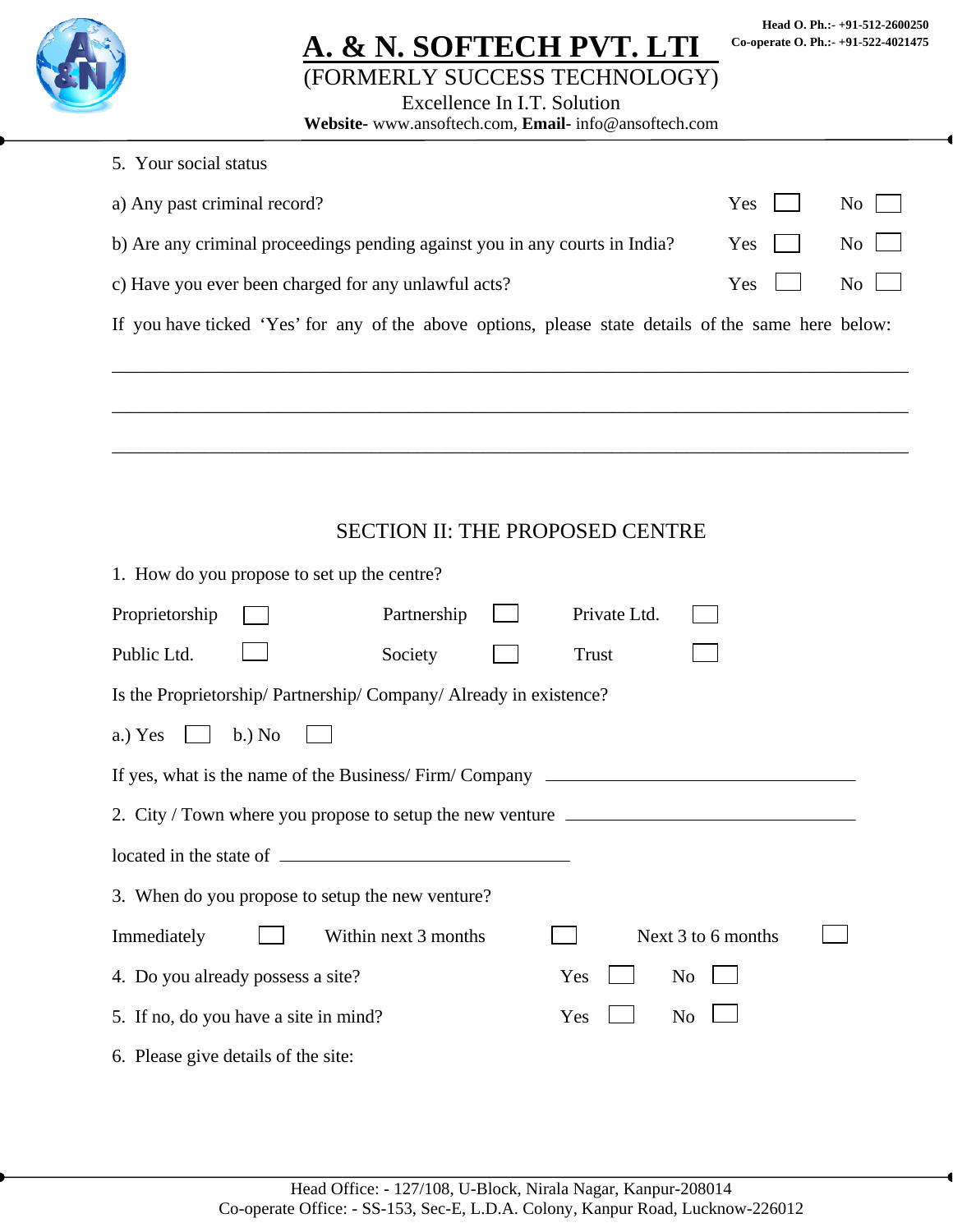5. Your social status

a) Any past criminal record? Yes ☐ No ☐

b) Are any criminal proceedings pending against you in any courts in India? Yes ☐ No ☐

c) Have you ever been charged for any unlawful acts? Yes ☐ No ☐

If you have ticked 'Yes' for any of the above options, please state details of the same here below:

_______________________________________________________________________________

_______________________________________________________________________________

_______________________________________________________________________________

## SECTION II: THE PROPOSED CENTRE

1. How do you propose to set up the centre?

Proprietorship ☐ Partnership ☐ Private Ltd. ☐

Public Ltd. ☐ Society ☐ Trust ☐

Is the Proprietorship/ Partnership/ Company/ Already in existence?

a.) Yes ☐ b.) No ☐

If yes, what is the name of the Business/ Firm/ Company ______________________________

2. City / Town where you propose to setup the new venture ______________________________

located in the state of ______________________________

3. When do you propose to setup the new venture?

Immediately ☐ Within next 3 months ☐ Next 3 to 6 months ☐

4. Do you already possess a site? Yes ☐ No ☐

5. If no, do you have a site in mind? Yes ☐ No ☐

6. Please give details of the site: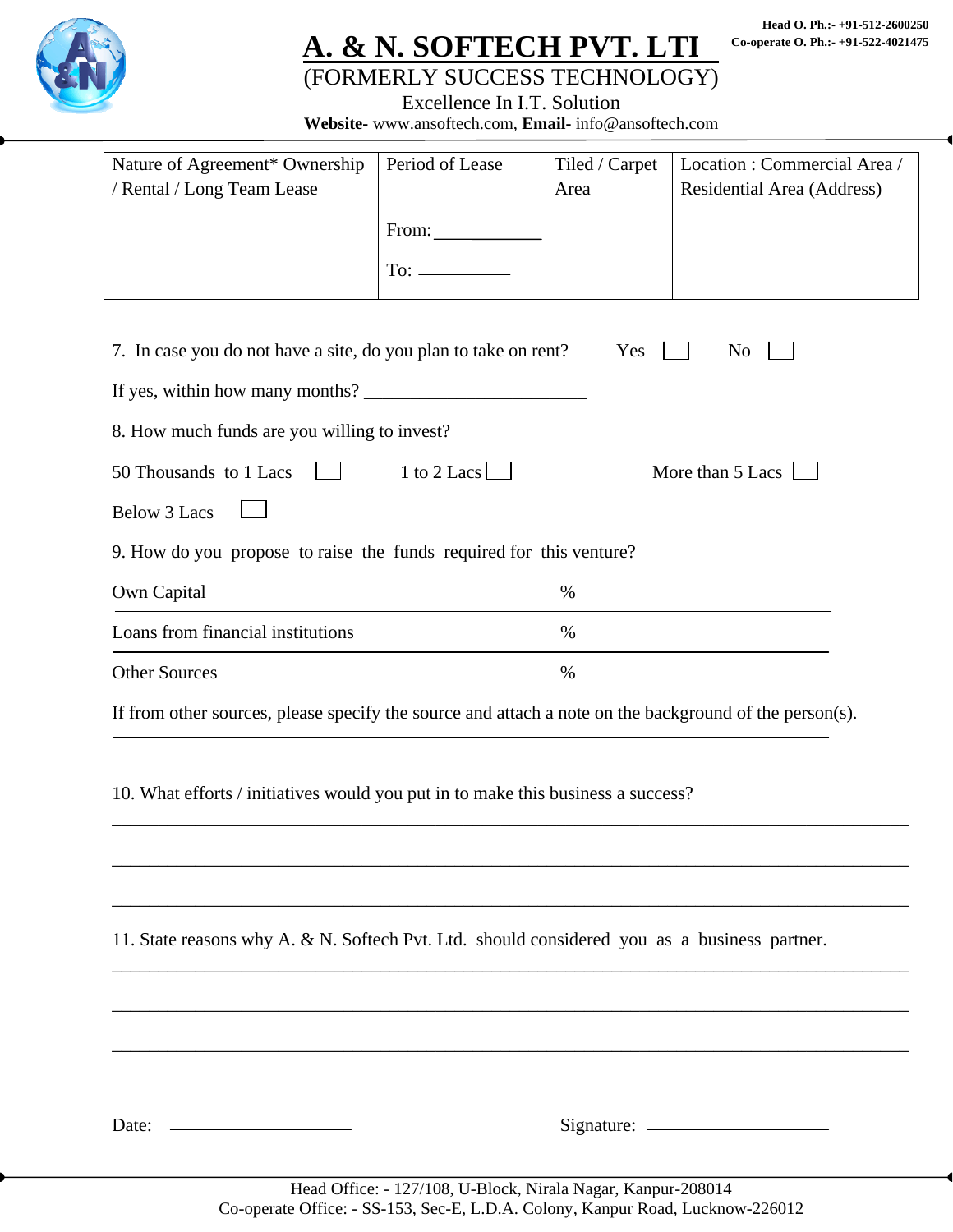# A. & N. SOFTECH PVT. LTI

(FORMERLY SUCCESS TECHNOLOGY)

Excellence In I.T. Solution

**Website-** www.ansoftech.com, **Email-** info@ansoftech.com

**Head O. Ph.:- +91-512-2600250**
**Co-operate O. Ph.:- +91-522-4021475**

| Nature of Agreement* Ownership / Rental / Long Team Lease | Period of Lease | Tiled / Carpet Area | Location : Commercial Area / Residential Area (Address) |
|---|---|---|---|
| | From: ___________<br>To: __________ | | |

7. In case you do not have a site, do you plan to take on rent? Yes ☐ No ☐

If yes, within how many months? ________________________

8. How much funds are you willing to invest?

50 Thousands to 1 Lacs ☐ 1 to 2 Lacs ☐ More than 5 Lacs ☐

Below 3 Lacs ☐

9. How do you propose to raise the funds required for this venture?

Own Capital %

Loans from financial institutions %

Other Sources %

If from other sources, please specify the source and attach a note on the background of the person(s).

______________________________________________________________

10. What efforts / initiatives would you put in to make this business a success?

______________________________________________________________

______________________________________________________________

______________________________________________________________

11. State reasons why A. & N. Softech Pvt. Ltd. should considered you as a business partner.

______________________________________________________________

______________________________________________________________

______________________________________________________________

Date: ____________________ Signature: ____________________

Head Office: - 127/108, U-Block, Nirala Nagar, Kanpur-208014
Co-operate Office: - SS-153, Sec-E, L.D.A. Colony, Kanpur Road, Lucknow-226012